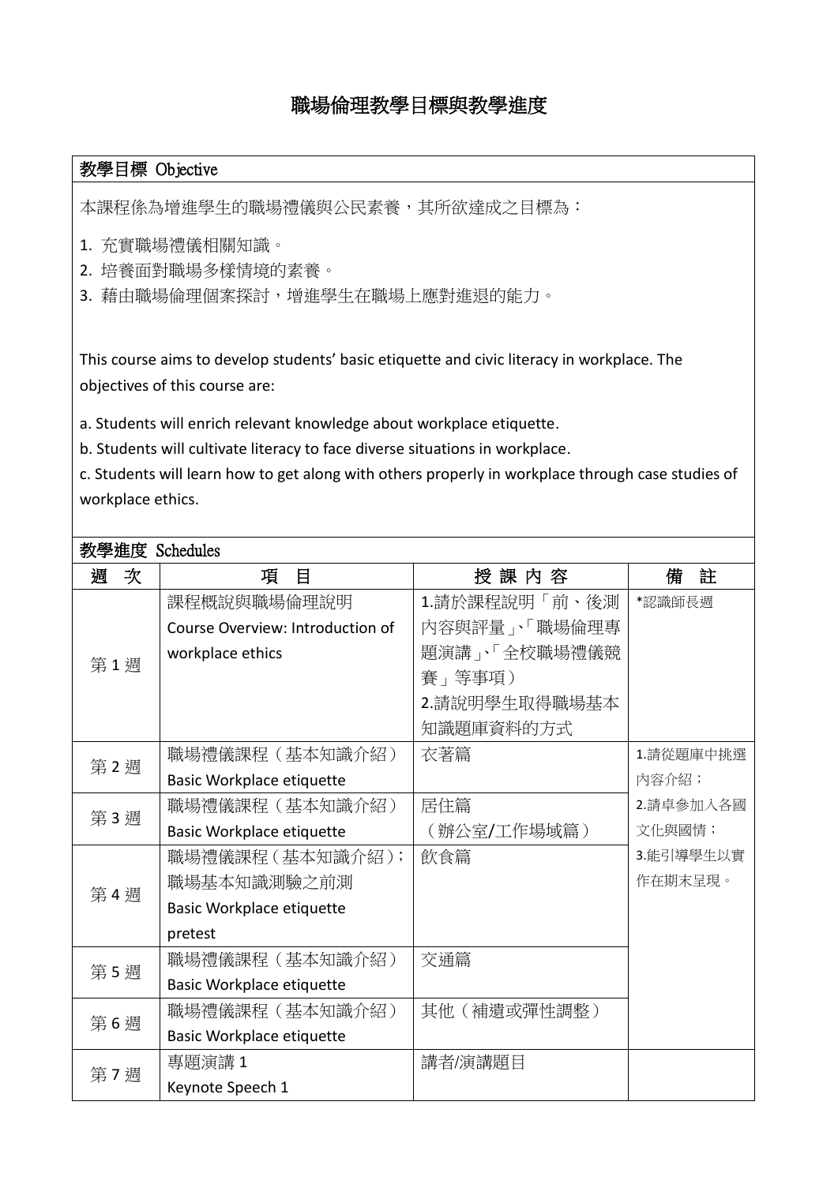# 職場倫理教學目標與教學進度

## 教學目標 Objective

本課程係為增進學生的職場禮儀與公民素養，其所欲達成之目標為：

1. 充實職場禮儀相關知識。
2. 培養面對職場多樣情境的素養。
3. 藉由職場倫理個案探討，增進學生在職場上應對進退的能力。

This course aims to develop students' basic etiquette and civic literacy in workplace. The objectives of this course are:

a. Students will enrich relevant knowledge about workplace etiquette.
b. Students will cultivate literacy to face diverse situations in workplace.
c. Students will learn how to get along with others properly in workplace through case studies of workplace ethics.

## 教學進度 Schedules

| 週 次 | 項 目 | 授 課 內 容 | 備 註 |
|---|---|---|---|
| 第 1 週 | 課程概說與職場倫理說明<br>Course Overview: Introduction of workplace ethics | 1.請於課程說明「前、後測內容與評量」、「職場倫理專題演講」、「全校職場禮儀競賽」等事項）<br>2.請說明學生取得職場基本知識題庫資料的方式 | *認識師長週 |
| 第 2 週 | 職場禮儀課程（基本知識介紹）<br>Basic Workplace etiquette | 衣著篇 | 1.請從題庫中挑選內容介紹；<br>2.請卓參加入各國文化與國情；<br>3.能引導學生以實作在期末呈現。 |
| 第 3 週 | 職場禮儀課程（基本知識介紹）<br>Basic Workplace etiquette | 居住篇<br>（辦公室/工作場域篇） | |
| 第 4 週 | 職場禮儀課程（基本知識介紹）；職場基本知識測驗之前測<br>Basic Workplace etiquette pretest | 飲食篇 | |
| 第 5 週 | 職場禮儀課程（基本知識介紹）<br>Basic Workplace etiquette | 交通篇 | |
| 第 6 週 | 職場禮儀課程（基本知識介紹）<br>Basic Workplace etiquette | 其他（補遺或彈性調整） | |
| 第 7 週 | 專題演講 1<br>Keynote Speech 1 | 講者/演講題目 | |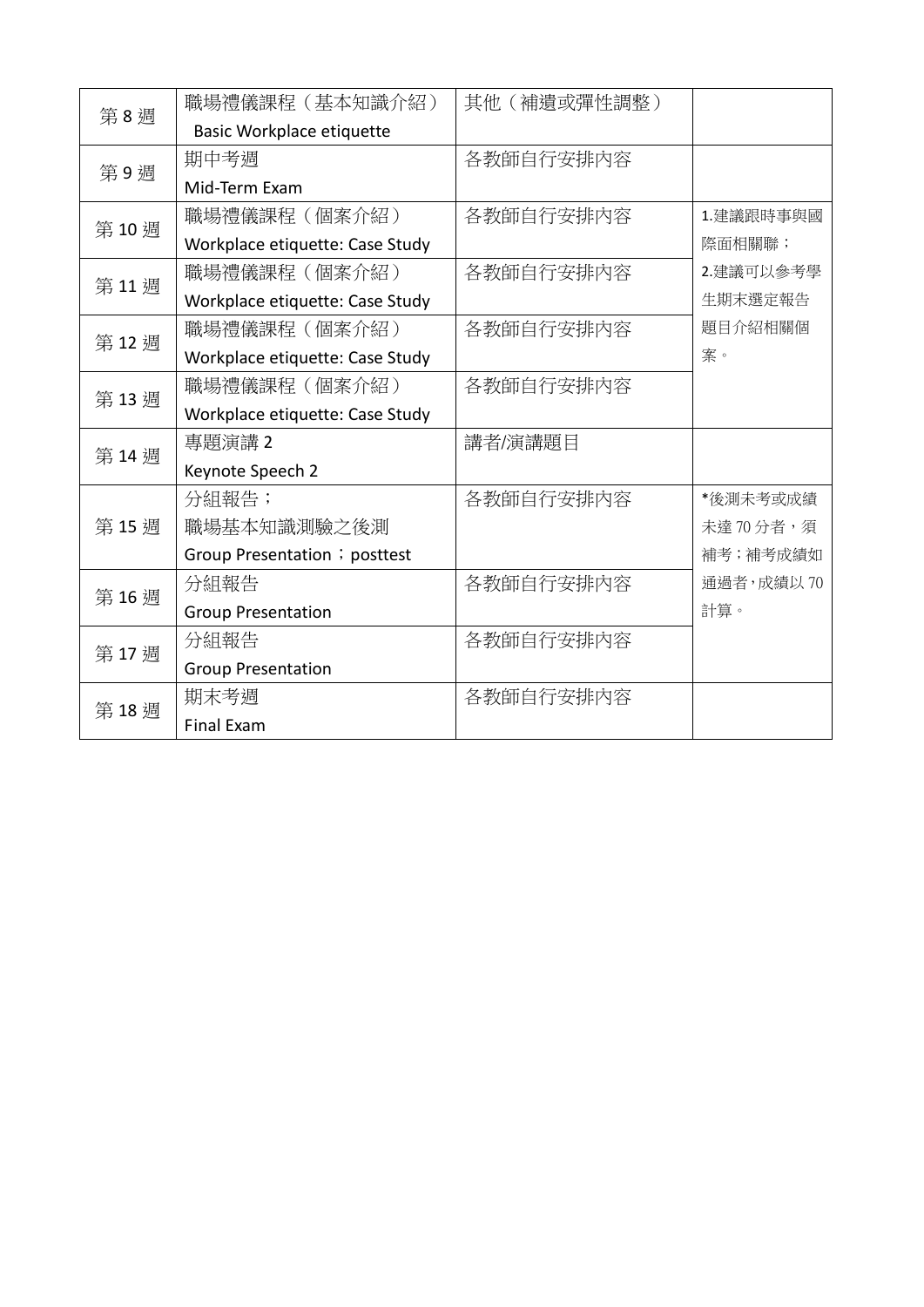| | | | |
|---|---|---|---|
| 第 8 週 | 職場禮儀課程（基本知識介紹）<br>Basic Workplace etiquette | 其他（補遺或彈性調整） | |
| 第 9 週 | 期中考週<br>Mid-Term Exam | 各教師自行安排內容 | |
| 第 10 週 | 職場禮儀課程（個案介紹）<br>Workplace etiquette: Case Study | 各教師自行安排內容 | 1.建議跟時事與國際面相關聯；<br>2.建議可以參考學生期末選定報告題目介紹相關個案。 |
| 第 11 週 | 職場禮儀課程（個案介紹）<br>Workplace etiquette: Case Study | 各教師自行安排內容 | |
| 第 12 週 | 職場禮儀課程（個案介紹）<br>Workplace etiquette: Case Study | 各教師自行安排內容 | |
| 第 13 週 | 職場禮儀課程（個案介紹）<br>Workplace etiquette: Case Study | 各教師自行安排內容 | |
| 第 14 週 | 專題演講 2<br>Keynote Speech 2 | 講者/演講題目 | |
| 第 15 週 | 分組報告；<br>職場基本知識測驗之後測<br>Group Presentation；posttest | 各教師自行安排內容 | *後測未考或成績未達 70 分者，須補考；補考成績如通過者，成績以 70 計算。 |
| 第 16 週 | 分組報告<br>Group Presentation | 各教師自行安排內容 | |
| 第 17 週 | 分組報告<br>Group Presentation | 各教師自行安排內容 | |
| 第 18 週 | 期末考週<br>Final Exam | 各教師自行安排內容 | |